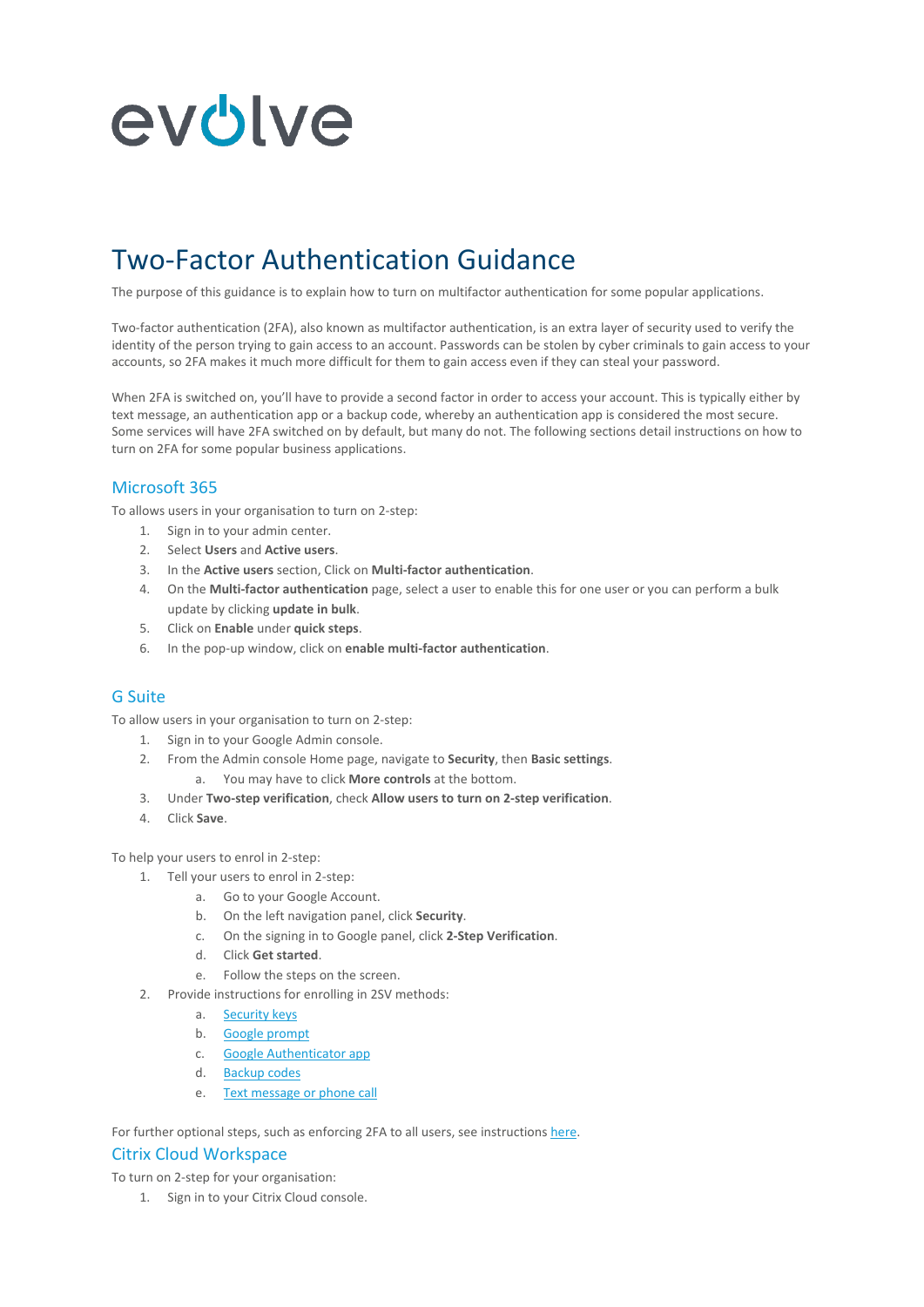evolve

# Two-Factor Authentication Guidance

The purpose of this guidance is to explain how to turn on multifactor authentication for some popular applications.

Two-factor authentication (2FA), also known as multifactor authentication, is an extra layer of security used to verify the identity of the person trying to gain access to an account. Passwords can be stolen by cyber criminals to gain access to your accounts, so 2FA makes it much more difficult for them to gain access even if they can steal your password.

When 2FA is switched on, you'll have to provide a second factor in order to access your account. This is typically either by text message, an authentication app or a backup code, whereby an authentication app is considered the most secure. Some services will have 2FA switched on by default, but many do not. The following sections detail instructions on how to turn on 2FA for some popular business applications.

## Microsoft 365

To allows users in your organisation to turn on 2-step:

1. Sign in to your admin center.
2. Select **Users** and **Active users**.
3. In the **Active users** section, Click on **Multi-factor authentication**.
4. On the **Multi-factor authentication** page, select a user to enable this for one user or you can perform a bulk update by clicking **update in bulk**.
5. Click on **Enable** under **quick steps**.
6. In the pop-up window, click on **enable multi-factor authentication**.

## G Suite

To allow users in your organisation to turn on 2-step:

1. Sign in to your Google Admin console.
2. From the Admin console Home page, navigate to **Security**, then **Basic settings**.
   a. You may have to click **More controls** at the bottom.
3. Under **Two-step verification**, check **Allow users to turn on 2-step verification**.
4. Click **Save**.

To help your users to enrol in 2-step:

1. Tell your users to enrol in 2-step:
   a. Go to your Google Account.
   b. On the left navigation panel, click **Security**.
   c. On the signing in to Google panel, click **2-Step Verification**.
   d. Click **Get started**.
   e. Follow the steps on the screen.
2. Provide instructions for enrolling in 2SV methods:
   a. Security keys
   b. Google prompt
   c. Google Authenticator app
   d. Backup codes
   e. Text message or phone call

For further optional steps, such as enforcing 2FA to all users, see instructions here.

## Citrix Cloud Workspace

To turn on 2-step for your organisation:

1. Sign in to your Citrix Cloud console.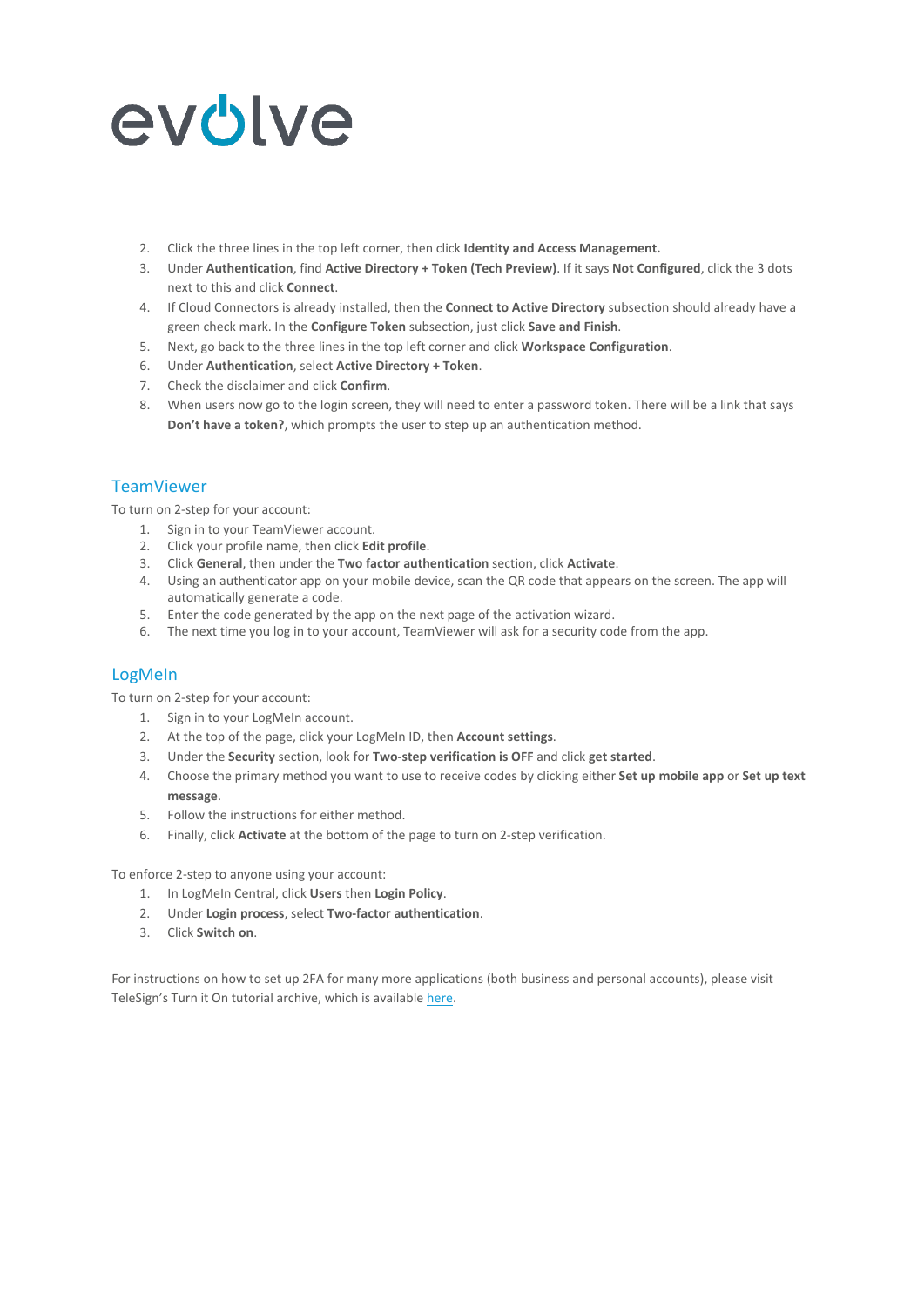2. Click the three lines in the top left corner, then click **Identity and Access Management.**
3. Under **Authentication**, find **Active Directory + Token (Tech Preview)**. If it says **Not Configured**, click the 3 dots next to this and click **Connect**.
4. If Cloud Connectors is already installed, then the **Connect to Active Directory** subsection should already have a green check mark. In the **Configure Token** subsection, just click **Save and Finish**.
5. Next, go back to the three lines in the top left corner and click **Workspace Configuration**.
6. Under **Authentication**, select **Active Directory + Token**.
7. Check the disclaimer and click **Confirm**.
8. When users now go to the login screen, they will need to enter a password token. There will be a link that says **Don't have a token?**, which prompts the user to step up an authentication method.

## TeamViewer

To turn on 2-step for your account:

1. Sign in to your TeamViewer account.
2. Click your profile name, then click **Edit profile**.
3. Click **General**, then under the **Two factor authentication** section, click **Activate**.
4. Using an authenticator app on your mobile device, scan the QR code that appears on the screen. The app will automatically generate a code.
5. Enter the code generated by the app on the next page of the activation wizard.
6. The next time you log in to your account, TeamViewer will ask for a security code from the app.

## LogMeIn

To turn on 2-step for your account:

1. Sign in to your LogMeIn account.
2. At the top of the page, click your LogMeIn ID, then **Account settings**.
3. Under the **Security** section, look for **Two-step verification is OFF** and click **get started**.
4. Choose the primary method you want to use to receive codes by clicking either **Set up mobile app** or **Set up text message**.
5. Follow the instructions for either method.
6. Finally, click **Activate** at the bottom of the page to turn on 2-step verification.

To enforce 2-step to anyone using your account:

1. In LogMeIn Central, click **Users** then **Login Policy**.
2. Under **Login process**, select **Two-factor authentication**.
3. Click **Switch on**.

For instructions on how to set up 2FA for many more applications (both business and personal accounts), please visit TeleSign's Turn it On tutorial archive, which is available here.